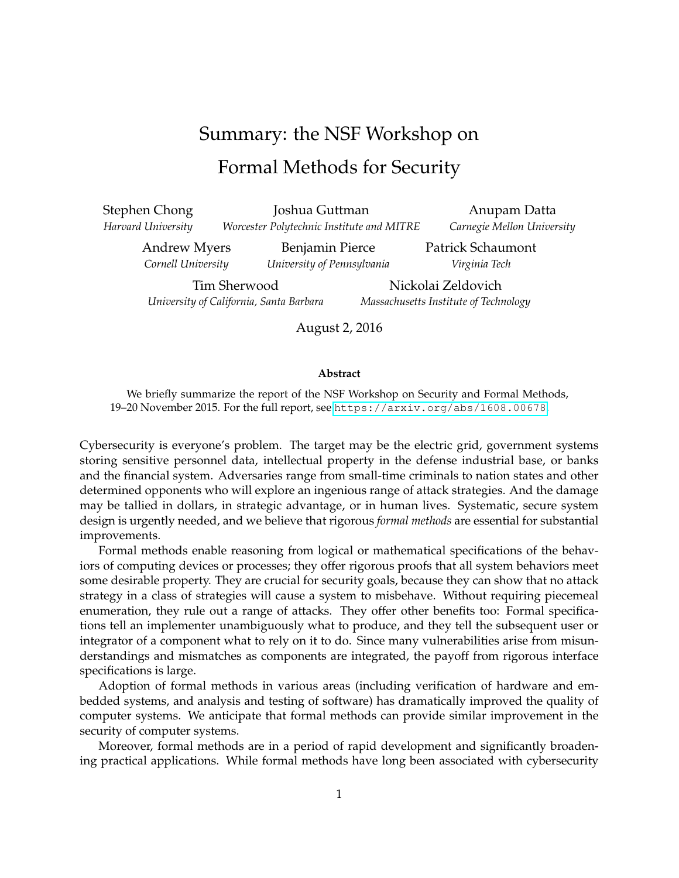# Summary: the NSF Workshop on Formal Methods for Security

Stephen Chong
*Harvard University*

Joshua Guttman
*Worcester Polytechnic Institute and MITRE*

Anupam Datta
*Carnegie Mellon University*

Andrew Myers
*Cornell University*

Benjamin Pierce
*University of Pennsylvania*

Patrick Schaumont
*Virginia Tech*

Tim Sherwood
*University of California, Santa Barbara*

Nickolai Zeldovich
*Massachusetts Institute of Technology*

August 2, 2016

**Abstract**

We briefly summarize the report of the NSF Workshop on Security and Formal Methods, 19–20 November 2015. For the full report, see `https://arxiv.org/abs/1608.00678`.

Cybersecurity is everyone's problem. The target may be the electric grid, government systems storing sensitive personnel data, intellectual property in the defense industrial base, or banks and the financial system. Adversaries range from small-time criminals to nation states and other determined opponents who will explore an ingenious range of attack strategies. And the damage may be tallied in dollars, in strategic advantage, or in human lives. Systematic, secure system design is urgently needed, and we believe that rigorous *formal methods* are essential for substantial improvements.

Formal methods enable reasoning from logical or mathematical specifications of the behaviors of computing devices or processes; they offer rigorous proofs that all system behaviors meet some desirable property. They are crucial for security goals, because they can show that no attack strategy in a class of strategies will cause a system to misbehave. Without requiring piecemeal enumeration, they rule out a range of attacks. They offer other benefits too: Formal specifications tell an implementer unambiguously what to produce, and they tell the subsequent user or integrator of a component what to rely on it to do. Since many vulnerabilities arise from misunderstandings and mismatches as components are integrated, the payoff from rigorous interface specifications is large.

Adoption of formal methods in various areas (including verification of hardware and embedded systems, and analysis and testing of software) has dramatically improved the quality of computer systems. We anticipate that formal methods can provide similar improvement in the security of computer systems.

Moreover, formal methods are in a period of rapid development and significantly broadening practical applications. While formal methods have long been associated with cybersecurity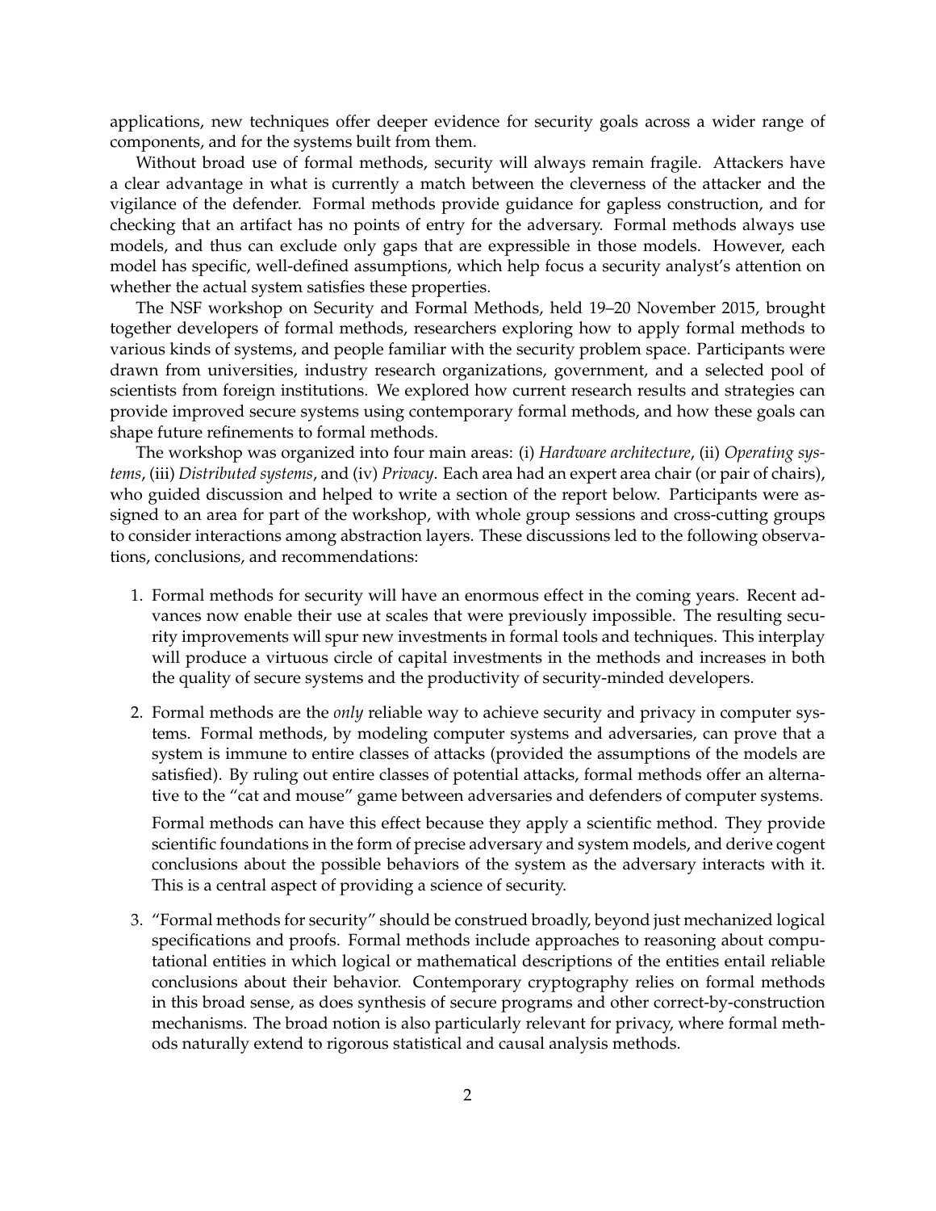applications, new techniques offer deeper evidence for security goals across a wider range of components, and for the systems built from them.

Without broad use of formal methods, security will always remain fragile. Attackers have a clear advantage in what is currently a match between the cleverness of the attacker and the vigilance of the defender. Formal methods provide guidance for gapless construction, and for checking that an artifact has no points of entry for the adversary. Formal methods always use models, and thus can exclude only gaps that are expressible in those models. However, each model has specific, well-defined assumptions, which help focus a security analyst's attention on whether the actual system satisfies these properties.

The NSF workshop on Security and Formal Methods, held 19–20 November 2015, brought together developers of formal methods, researchers exploring how to apply formal methods to various kinds of systems, and people familiar with the security problem space. Participants were drawn from universities, industry research organizations, government, and a selected pool of scientists from foreign institutions. We explored how current research results and strategies can provide improved secure systems using contemporary formal methods, and how these goals can shape future refinements to formal methods.

The workshop was organized into four main areas: (i) *Hardware architecture*, (ii) *Operating systems*, (iii) *Distributed systems*, and (iv) *Privacy*. Each area had an expert area chair (or pair of chairs), who guided discussion and helped to write a section of the report below. Participants were assigned to an area for part of the workshop, with whole group sessions and cross-cutting groups to consider interactions among abstraction layers. These discussions led to the following observations, conclusions, and recommendations:

1. Formal methods for security will have an enormous effect in the coming years. Recent advances now enable their use at scales that were previously impossible. The resulting security improvements will spur new investments in formal tools and techniques. This interplay will produce a virtuous circle of capital investments in the methods and increases in both the quality of secure systems and the productivity of security-minded developers.

2. Formal methods are the *only* reliable way to achieve security and privacy in computer systems. Formal methods, by modeling computer systems and adversaries, can prove that a system is immune to entire classes of attacks (provided the assumptions of the models are satisfied). By ruling out entire classes of potential attacks, formal methods offer an alternative to the "cat and mouse" game between adversaries and defenders of computer systems.

   Formal methods can have this effect because they apply a scientific method. They provide scientific foundations in the form of precise adversary and system models, and derive cogent conclusions about the possible behaviors of the system as the adversary interacts with it. This is a central aspect of providing a science of security.

3. "Formal methods for security" should be construed broadly, beyond just mechanized logical specifications and proofs. Formal methods include approaches to reasoning about computational entities in which logical or mathematical descriptions of the entities entail reliable conclusions about their behavior. Contemporary cryptography relies on formal methods in this broad sense, as does synthesis of secure programs and other correct-by-construction mechanisms. The broad notion is also particularly relevant for privacy, where formal methods naturally extend to rigorous statistical and causal analysis methods.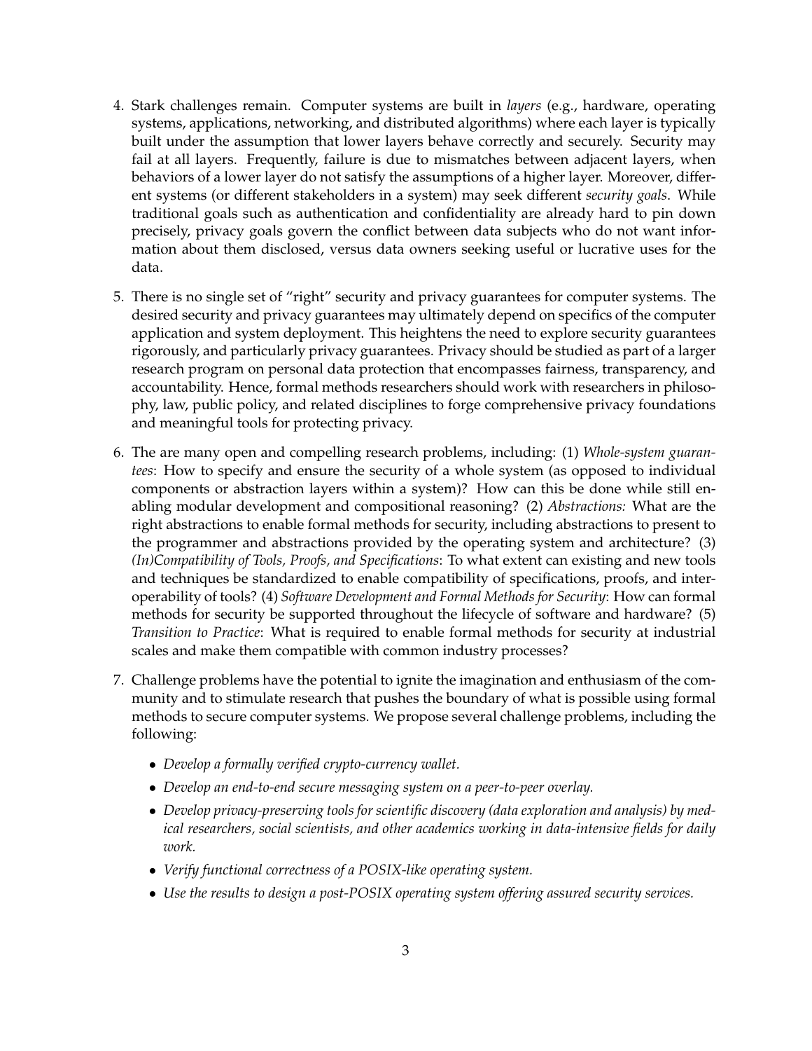4. Stark challenges remain. Computer systems are built in *layers* (e.g., hardware, operating systems, applications, networking, and distributed algorithms) where each layer is typically built under the assumption that lower layers behave correctly and securely. Security may fail at all layers. Frequently, failure is due to mismatches between adjacent layers, when behaviors of a lower layer do not satisfy the assumptions of a higher layer. Moreover, different systems (or different stakeholders in a system) may seek different *security goals*. While traditional goals such as authentication and confidentiality are already hard to pin down precisely, privacy goals govern the conflict between data subjects who do not want information about them disclosed, versus data owners seeking useful or lucrative uses for the data.

5. There is no single set of "right" security and privacy guarantees for computer systems. The desired security and privacy guarantees may ultimately depend on specifics of the computer application and system deployment. This heightens the need to explore security guarantees rigorously, and particularly privacy guarantees. Privacy should be studied as part of a larger research program on personal data protection that encompasses fairness, transparency, and accountability. Hence, formal methods researchers should work with researchers in philosophy, law, public policy, and related disciplines to forge comprehensive privacy foundations and meaningful tools for protecting privacy.

6. The are many open and compelling research problems, including: (1) *Whole-system guarantees*: How to specify and ensure the security of a whole system (as opposed to individual components or abstraction layers within a system)? How can this be done while still enabling modular development and compositional reasoning? (2) *Abstractions:* What are the right abstractions to enable formal methods for security, including abstractions to present to the programmer and abstractions provided by the operating system and architecture? (3) *(In)Compatibility of Tools, Proofs, and Specifications*: To what extent can existing and new tools and techniques be standardized to enable compatibility of specifications, proofs, and interoperability of tools? (4) *Software Development and Formal Methods for Security*: How can formal methods for security be supported throughout the lifecycle of software and hardware? (5) *Transition to Practice*: What is required to enable formal methods for security at industrial scales and make them compatible with common industry processes?

7. Challenge problems have the potential to ignite the imagination and enthusiasm of the community and to stimulate research that pushes the boundary of what is possible using formal methods to secure computer systems. We propose several challenge problems, including the following:

   - *Develop a formally verified crypto-currency wallet.*
   - *Develop an end-to-end secure messaging system on a peer-to-peer overlay.*
   - *Develop privacy-preserving tools for scientific discovery (data exploration and analysis) by medical researchers, social scientists, and other academics working in data-intensive fields for daily work.*
   - *Verify functional correctness of a POSIX-like operating system.*
   - *Use the results to design a post-POSIX operating system offering assured security services.*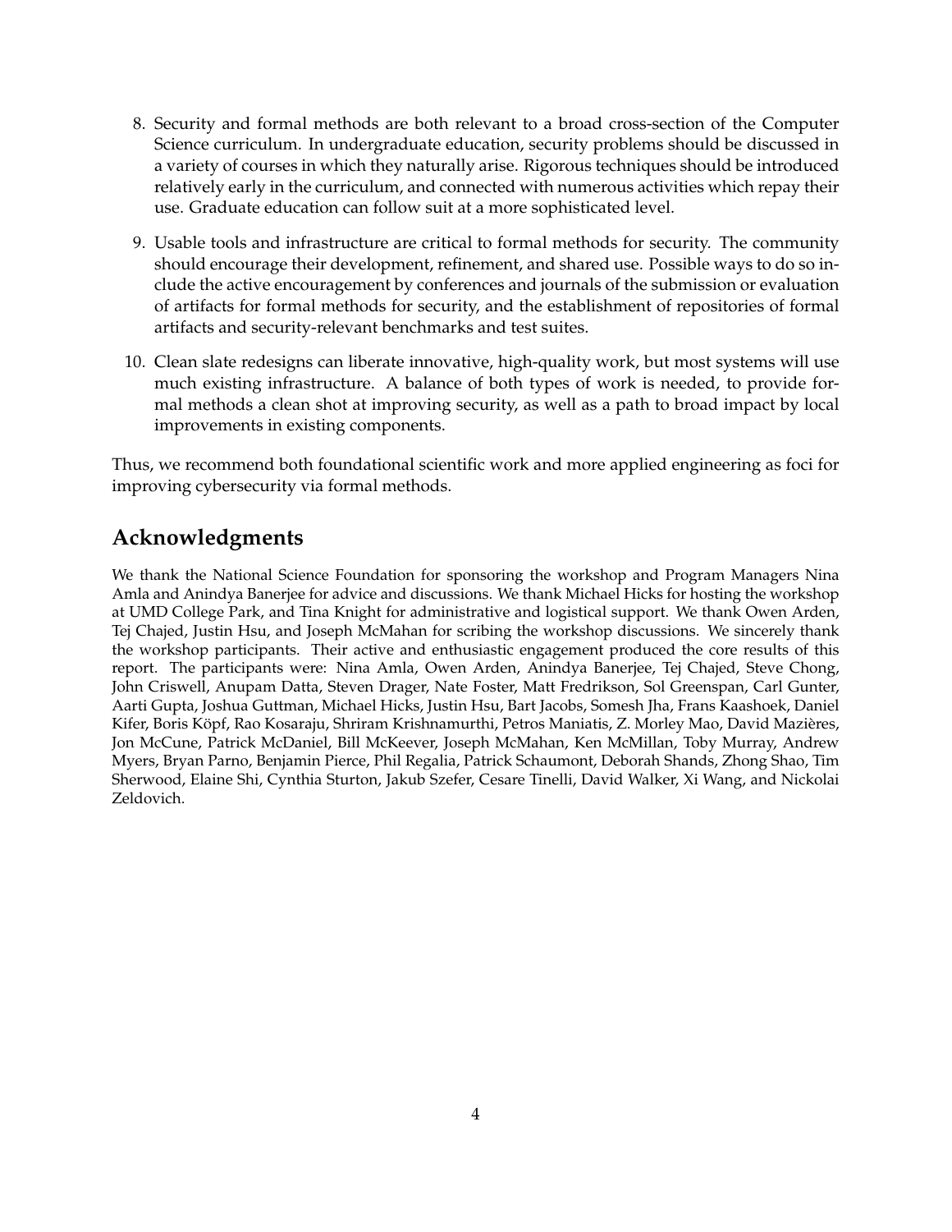8. Security and formal methods are both relevant to a broad cross-section of the Computer Science curriculum. In undergraduate education, security problems should be discussed in a variety of courses in which they naturally arise. Rigorous techniques should be introduced relatively early in the curriculum, and connected with numerous activities which repay their use. Graduate education can follow suit at a more sophisticated level.

9. Usable tools and infrastructure are critical to formal methods for security. The community should encourage their development, refinement, and shared use. Possible ways to do so include the active encouragement by conferences and journals of the submission or evaluation of artifacts for formal methods for security, and the establishment of repositories of formal artifacts and security-relevant benchmarks and test suites.

10. Clean slate redesigns can liberate innovative, high-quality work, but most systems will use much existing infrastructure. A balance of both types of work is needed, to provide formal methods a clean shot at improving security, as well as a path to broad impact by local improvements in existing components.

Thus, we recommend both foundational scientific work and more applied engineering as foci for improving cybersecurity via formal methods.

## Acknowledgments

We thank the National Science Foundation for sponsoring the workshop and Program Managers Nina Amla and Anindya Banerjee for advice and discussions. We thank Michael Hicks for hosting the workshop at UMD College Park, and Tina Knight for administrative and logistical support. We thank Owen Arden, Tej Chajed, Justin Hsu, and Joseph McMahan for scribing the workshop discussions. We sincerely thank the workshop participants. Their active and enthusiastic engagement produced the core results of this report. The participants were: Nina Amla, Owen Arden, Anindya Banerjee, Tej Chajed, Steve Chong, John Criswell, Anupam Datta, Steven Drager, Nate Foster, Matt Fredrikson, Sol Greenspan, Carl Gunter, Aarti Gupta, Joshua Guttman, Michael Hicks, Justin Hsu, Bart Jacobs, Somesh Jha, Frans Kaashoek, Daniel Kifer, Boris Köpf, Rao Kosaraju, Shriram Krishnamurthi, Petros Maniatis, Z. Morley Mao, David Mazières, Jon McCune, Patrick McDaniel, Bill McKeever, Joseph McMahan, Ken McMillan, Toby Murray, Andrew Myers, Bryan Parno, Benjamin Pierce, Phil Regalia, Patrick Schaumont, Deborah Shands, Zhong Shao, Tim Sherwood, Elaine Shi, Cynthia Sturton, Jakub Szefer, Cesare Tinelli, David Walker, Xi Wang, and Nickolai Zeldovich.